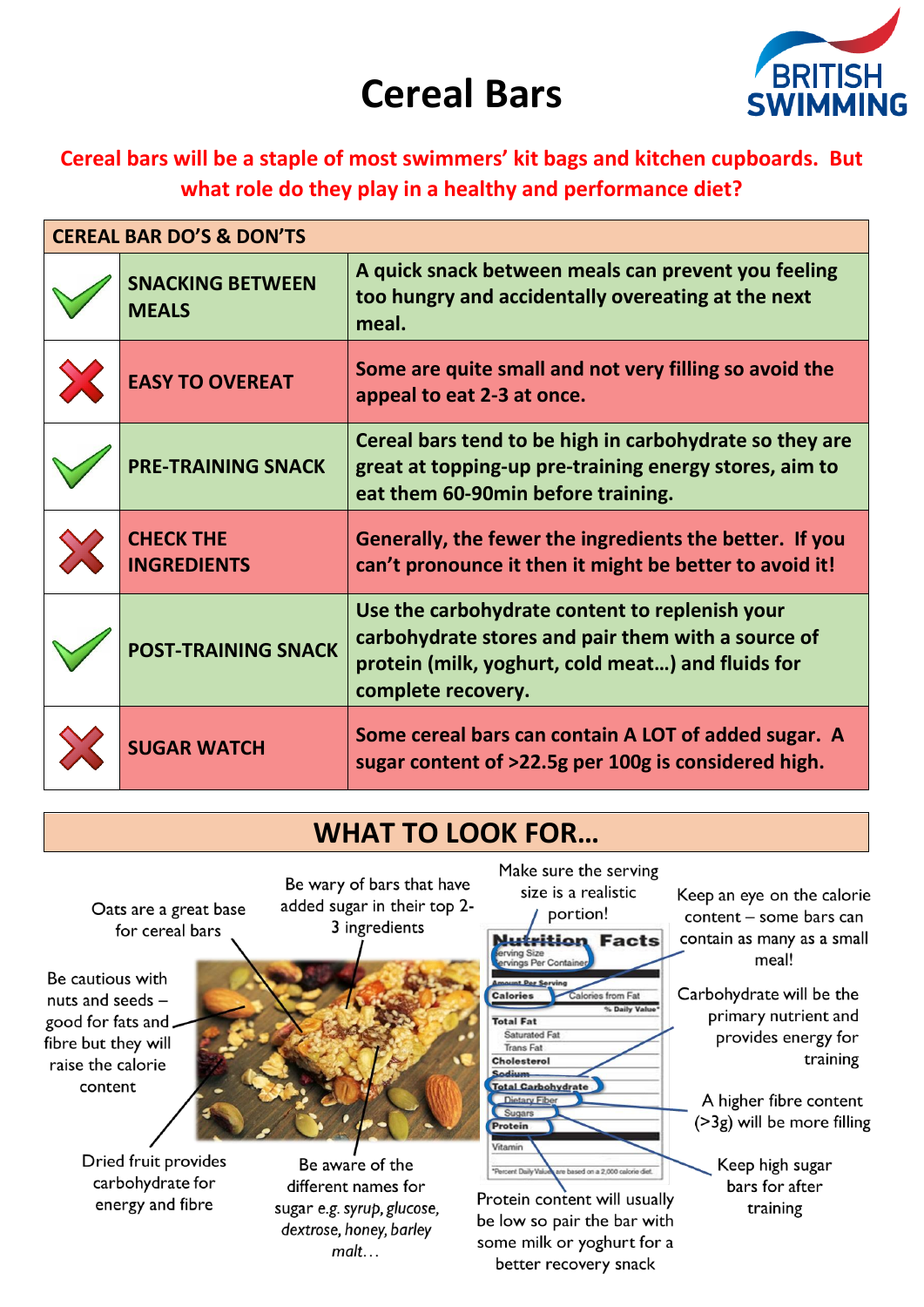# Cereal Bars

**Cereal bars will be a staple of most swimmers' kit bags and kitchen cupboards. But what role do they play in a healthy and performance diet?**

| CEREAL BAR DO'S & DON'TS | | |
|---|---|---|
| ✓ | **SNACKING BETWEEN MEALS** | **A quick snack between meals can prevent you feeling too hungry and accidentally overeating at the next meal.** |
| ✗ | **EASY TO OVEREAT** | **Some are quite small and not very filling so avoid the appeal to eat 2-3 at once.** |
| ✓ | **PRE-TRAINING SNACK** | **Cereal bars tend to be high in carbohydrate so they are great at topping-up pre-training energy stores, aim to eat them 60-90min before training.** |
| ✗ | **CHECK THE INGREDIENTS** | **Generally, the fewer the ingredients the better. If you can't pronounce it then it might be better to avoid it!** |
| ✓ | **POST-TRAINING SNACK** | **Use the carbohydrate content to replenish your carbohydrate stores and pair them with a source of protein (milk, yoghurt, cold meat…) and fluids for complete recovery.** |
| ✗ | **SUGAR WATCH** | **Some cereal bars can contain A LOT of added sugar. A sugar content of >22.5g per 100g is considered high.** |

## WHAT TO LOOK FOR…

Oats are a great base for cereal bars

Be wary of bars that have added sugar in their top 2-3 ingredients

Make sure the serving size is a realistic portion!

Keep an eye on the calorie content – some bars can contain as many as a small meal!

Be cautious with nuts and seeds – good for fats and fibre but they will raise the calorie content

Carbohydrate will be the primary nutrient and provides energy for training

A higher fibre content (>3g) will be more filling

Dried fruit provides carbohydrate for energy and fibre

Be aware of the different names for sugar e.g. *syrup, glucose, dextrose, honey, barley malt…*

Keep high sugar bars for after training

Protein content will usually be low so pair the bar with some milk or yoghurt for a better recovery snack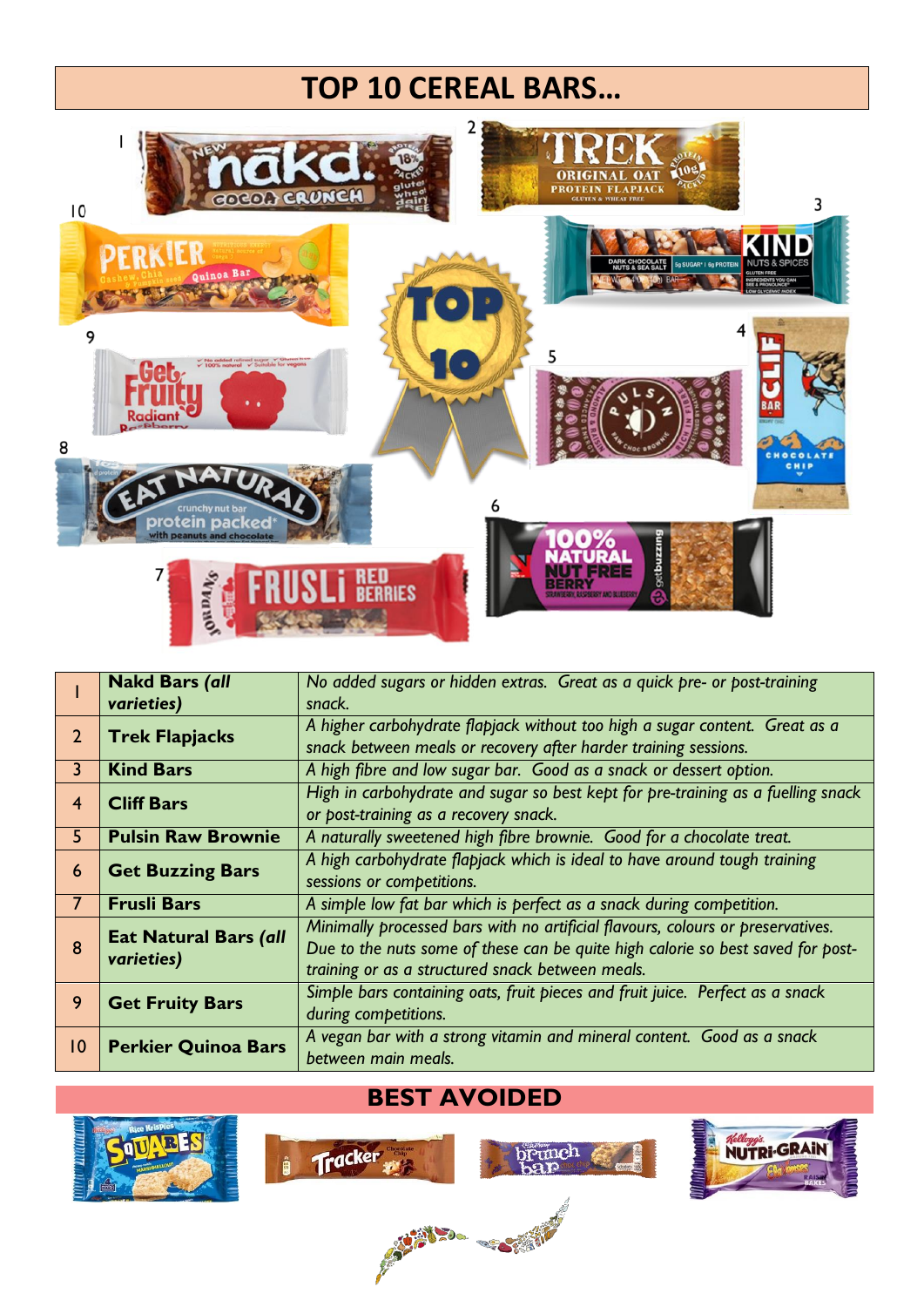# TOP 10 CEREAL BARS…

| | | |
|---|---|---|
| 1 | **Nakd Bars *(all varieties)*** | *No added sugars or hidden extras. Great as a quick pre- or post-training snack.* |
| 2 | **Trek Flapjacks** | *A higher carbohydrate flapjack without too high a sugar content. Great as a snack between meals or recovery after harder training sessions.* |
| 3 | **Kind Bars** | *A high fibre and low sugar bar. Good as a snack or dessert option.* |
| 4 | **Cliff Bars** | *High in carbohydrate and sugar so best kept for pre-training as a fuelling snack or post-training as a recovery snack.* |
| 5 | **Pulsin Raw Brownie** | *A naturally sweetened high fibre brownie. Good for a chocolate treat.* |
| 6 | **Get Buzzing Bars** | *A high carbohydrate flapjack which is ideal to have around tough training sessions or competitions.* |
| 7 | **Frusli Bars** | *A simple low fat bar which is perfect as a snack during competition.* |
| 8 | **Eat Natural Bars *(all varieties)*** | *Minimally processed bars with no artificial flavours, colours or preservatives. Due to the nuts some of these can be quite high calorie so best saved for post-training or as a structured snack between meals.* |
| 9 | **Get Fruity Bars** | *Simple bars containing oats, fruit pieces and fruit juice. Perfect as a snack during competitions.* |
| 10 | **Perkier Quinoa Bars** | *A vegan bar with a strong vitamin and mineral content. Good as a snack between main meals.* |

## BEST AVOIDED